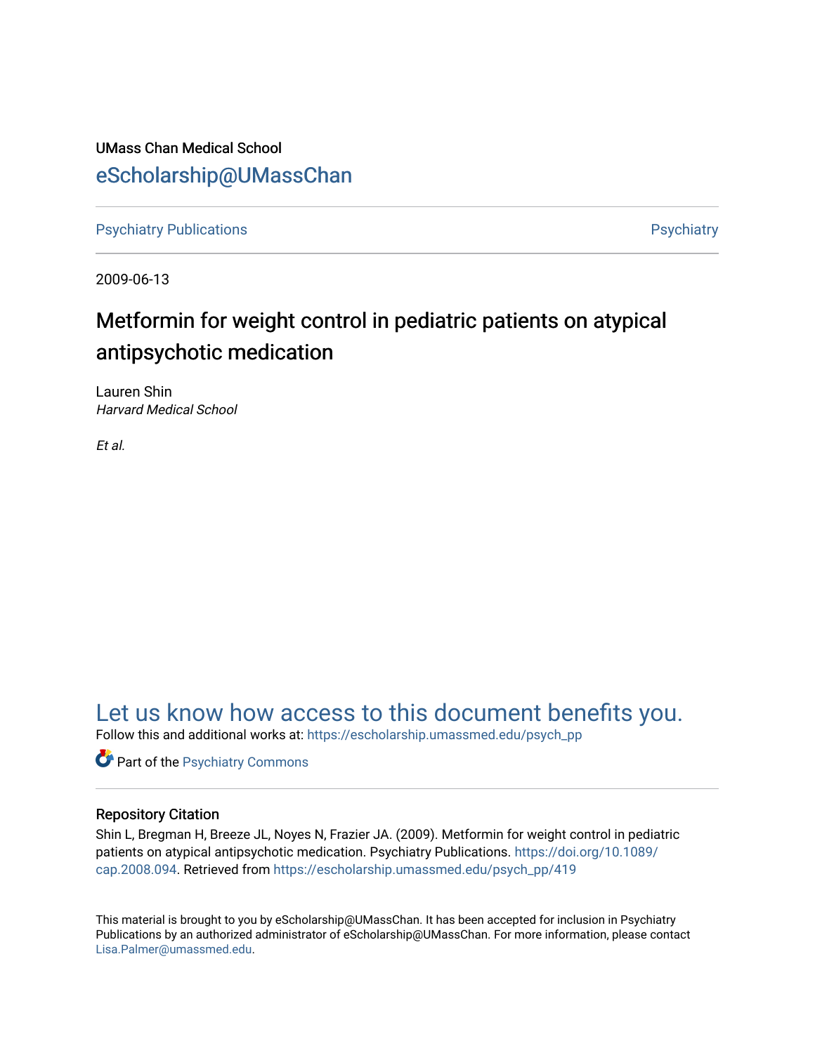UMass Chan Medical School

eScholarship@UMassChan

Psychiatry Publications | Psychiatry

2009-06-13

# Metformin for weight control in pediatric patients on atypical antipsychotic medication

Lauren Shin
*Harvard Medical School*

*Et al.*

## Let us know how access to this document benefits you.

Follow this and additional works at: https://escholarship.umassmed.edu/psych_pp

Part of the Psychiatry Commons

### Repository Citation

Shin L, Bregman H, Breeze JL, Noyes N, Frazier JA. (2009). Metformin for weight control in pediatric patients on atypical antipsychotic medication. Psychiatry Publications. https://doi.org/10.1089/cap.2008.094. Retrieved from https://escholarship.umassmed.edu/psych_pp/419

This material is brought to you by eScholarship@UMassChan. It has been accepted for inclusion in Psychiatry Publications by an authorized administrator of eScholarship@UMassChan. For more information, please contact Lisa.Palmer@umassmed.edu.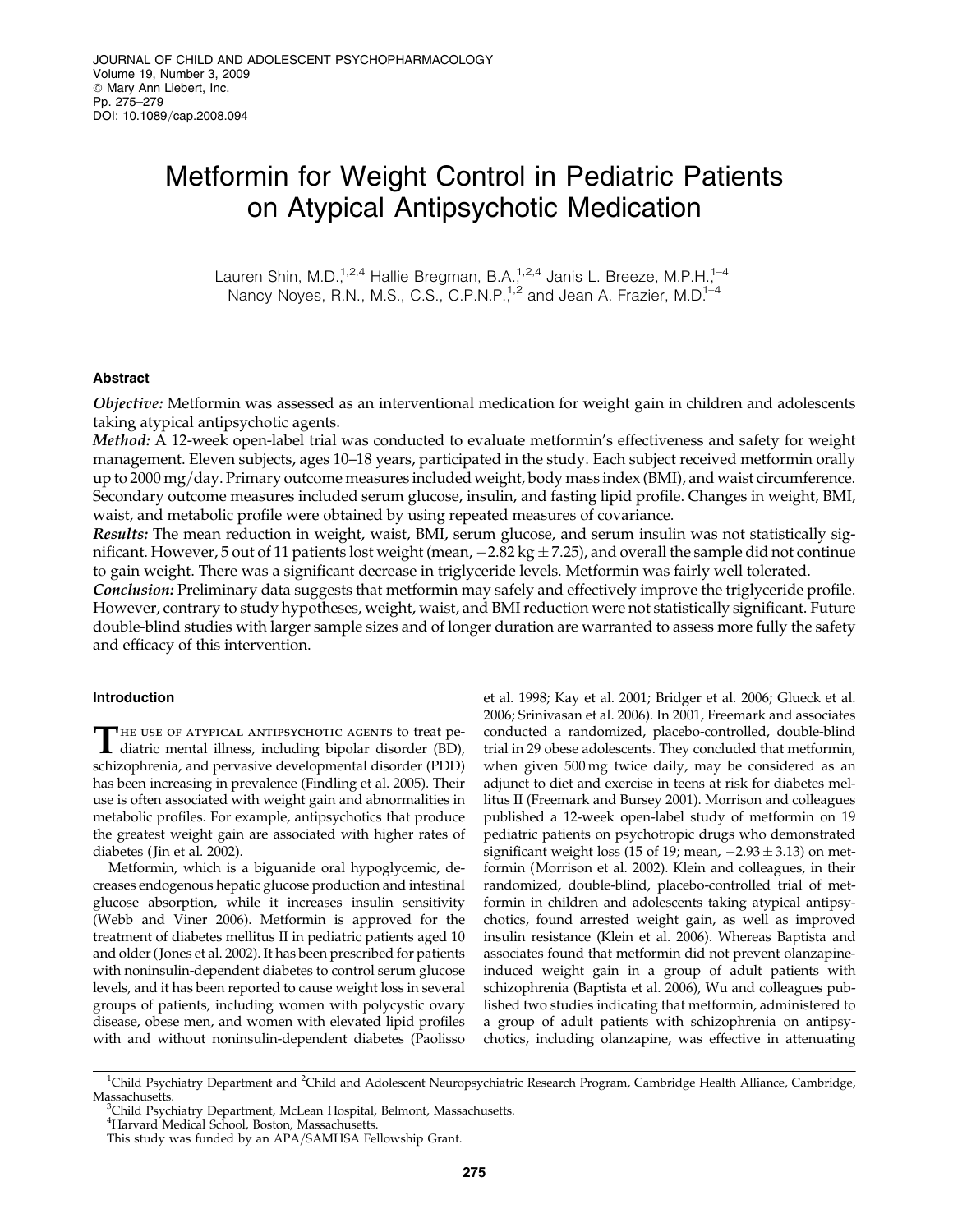# Metformin for Weight Control in Pediatric Patients on Atypical Antipsychotic Medication

Lauren Shin, M.D.,[1,2,4] Hallie Bregman, B.A.,[1,2,4] Janis L. Breeze, M.P.H.,[1–4] Nancy Noyes, R.N., M.S., C.S., C.P.N.P.,[1,2] and Jean A. Frazier, M.D.[1–4]

## Abstract

*Objective:* Metformin was assessed as an interventional medication for weight gain in children and adolescents taking atypical antipsychotic agents.

*Method:* A 12-week open-label trial was conducted to evaluate metformin's effectiveness and safety for weight management. Eleven subjects, ages 10–18 years, participated in the study. Each subject received metformin orally up to 2000 mg/day. Primary outcome measures included weight, body mass index (BMI), and waist circumference. Secondary outcome measures included serum glucose, insulin, and fasting lipid profile. Changes in weight, BMI, waist, and metabolic profile were obtained by using repeated measures of covariance.

*Results:* The mean reduction in weight, waist, BMI, serum glucose, and serum insulin was not statistically significant. However, 5 out of 11 patients lost weight (mean, $-2.82$ kg $\pm$ 7.25), and overall the sample did not continue to gain weight. There was a significant decrease in triglyceride levels. Metformin was fairly well tolerated.

*Conclusion:* Preliminary data suggests that metformin may safely and effectively improve the triglyceride profile. However, contrary to study hypotheses, weight, waist, and BMI reduction were not statistically significant. Future double-blind studies with larger sample sizes and of longer duration are warranted to assess more fully the safety and efficacy of this intervention.

## Introduction

The use of atypical antipsychotic agents to treat pediatric mental illness, including bipolar disorder (BD), schizophrenia, and pervasive developmental disorder (PDD) has been increasing in prevalence (Findling et al. 2005). Their use is often associated with weight gain and abnormalities in metabolic profiles. For example, antipsychotics that produce the greatest weight gain are associated with higher rates of diabetes (Jin et al. 2002).

Metformin, which is a biguanide oral hypoglycemic, decreases endogenous hepatic glucose production and intestinal glucose absorption, while it increases insulin sensitivity (Webb and Viner 2006). Metformin is approved for the treatment of diabetes mellitus II in pediatric patients aged 10 and older (Jones et al. 2002). It has been prescribed for patients with noninsulin-dependent diabetes to control serum glucose levels, and it has been reported to cause weight loss in several groups of patients, including women with polycystic ovary disease, obese men, and women with elevated lipid profiles with and without noninsulin-dependent diabetes (Paolisso et al. 1998; Kay et al. 2001; Bridger et al. 2006; Glueck et al. 2006; Srinivasan et al. 2006). In 2001, Freemark and associates conducted a randomized, placebo-controlled, double-blind trial in 29 obese adolescents. They concluded that metformin, when given 500 mg twice daily, may be considered as an adjunct to diet and exercise in teens at risk for diabetes mellitus II (Freemark and Bursey 2001). Morrison and colleagues published a 12-week open-label study of metformin on 19 pediatric patients on psychotropic drugs who demonstrated significant weight loss (15 of 19; mean, $-2.93 \pm 3.13$) on metformin (Morrison et al. 2002). Klein and colleagues, in their randomized, double-blind, placebo-controlled trial of metformin in children and adolescents taking atypical antipsychotics, found arrested weight gain, as well as improved insulin resistance (Klein et al. 2006). Whereas Baptista and associates found that metformin did not prevent olanzapine-induced weight gain in a group of adult patients with schizophrenia (Baptista et al. 2006), Wu and colleagues published two studies indicating that metformin, administered to a group of adult patients with schizophrenia on antipsychotics, including olanzapine, was effective in attenuating

[1]Child Psychiatry Department and [2]Child and Adolescent Neuropsychiatric Research Program, Cambridge Health Alliance, Cambridge, Massachusetts.
[3]Child Psychiatry Department, McLean Hospital, Belmont, Massachusetts.
[4]Harvard Medical School, Boston, Massachusetts.
This study was funded by an APA/SAMHSA Fellowship Grant.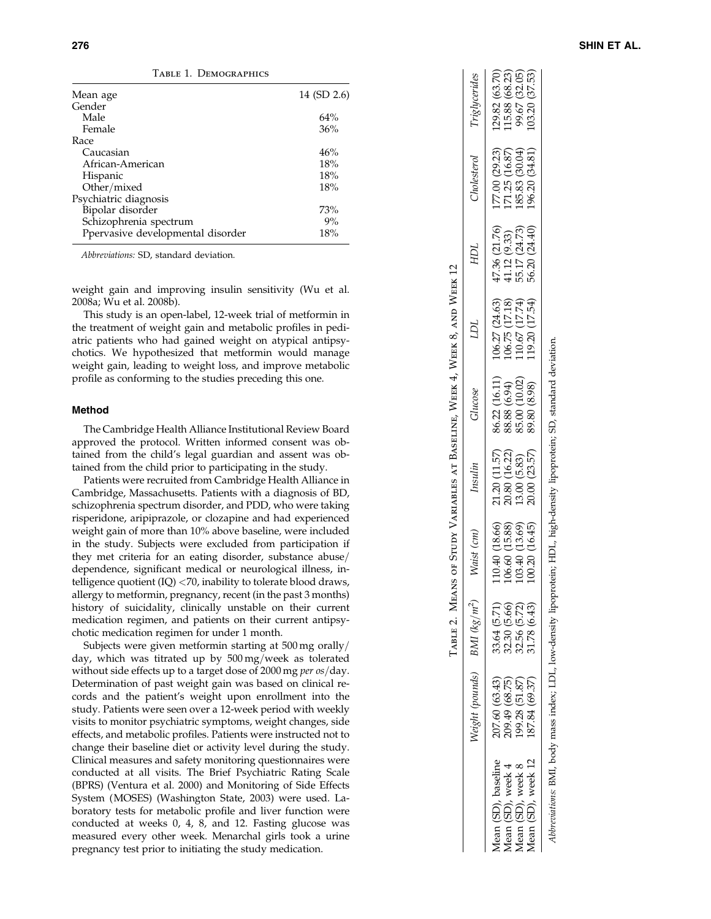Table 1. Demographics

| | |
|---|---|
| Mean age | 14 (SD 2.6) |
| Gender | |
| Male | 64% |
| Female | 36% |
| Race | |
| Caucasian | 46% |
| African-American | 18% |
| Hispanic | 18% |
| Other/mixed | 18% |
| Psychiatric diagnosis | |
| Bipolar disorder | 73% |
| Schizophrenia spectrum | 9% |
| Ppervasive developmental disorder | 18% |

*Abbreviations:* SD, standard deviation.

weight gain and improving insulin sensitivity (Wu et al. 2008a; Wu et al. 2008b).

This study is an open-label, 12-week trial of metformin in the treatment of weight gain and metabolic profiles in pediatric patients who had gained weight on atypical antipsychotics. We hypothesized that metformin would manage weight gain, leading to weight loss, and improve metabolic profile as conforming to the studies preceding this one.

## Method

The Cambridge Health Alliance Institutional Review Board approved the protocol. Written informed consent was obtained from the child's legal guardian and assent was obtained from the child prior to participating in the study.

Patients were recruited from Cambridge Health Alliance in Cambridge, Massachusetts. Patients with a diagnosis of BD, schizophrenia spectrum disorder, and PDD, who were taking risperidone, aripiprazole, or clozapine and had experienced weight gain of more than 10% above baseline, were included in the study. Subjects were excluded from participation if they met criteria for an eating disorder, substance abuse/dependence, significant medical or neurological illness, intelligence quotient (IQ) <70, inability to tolerate blood draws, allergy to metformin, pregnancy, recent (in the past 3 months) history of suicidality, clinically unstable on their current medication regimen, and patients on their current antipsychotic medication regimen for under 1 month.

Subjects were given metformin starting at 500 mg orally/day, which was titrated up by 500 mg/week as tolerated without side effects up to a target dose of 2000 mg *per os*/day. Determination of past weight gain was based on clinical records and the patient's weight upon enrollment into the study. Patients were seen over a 12-week period with weekly visits to monitor psychiatric symptoms, weight changes, side effects, and metabolic profiles. Patients were instructed not to change their baseline diet or activity level during the study. Clinical measures and safety monitoring questionnaires were conducted at all visits. The Brief Psychiatric Rating Scale (BPRS) (Ventura et al. 2000) and Monitoring of Side Effects System (MOSES) (Washington State, 2003) were used. Laboratory tests for metabolic profile and liver function were conducted at weeks 0, 4, 8, and 12. Fasting glucose was measured every other week. Menarchal girls took a urine pregnancy test prior to initiating the study medication.

Table 2. Means of Study Variables at Baseline, Week 4, Week 8, and Week 12

| | Weight (pounds) | BMI ($kg/m^2$) | Waist (cm) | Insulin | Glucose | LDL | HDL | Cholesterol | Triglycerides |
|---|---|---|---|---|---|---|---|---|---|
| Mean (SD), baseline | 207.60 (63.43) | 33.64 (5.71) | 110.40 (18.66) | 21.20 (11.57) | 86.22 (16.11) | 106.27 (24.63) | 47.36 (21.76) | 177.00 (29.23) | 129.82 (63.70) |
| Mean (SD), week 4 | 209.49 (68.75) | 32.30 (5.66) | 106.60 (15.88) | 20.80 (16.22) | 88.88 (6.94) | 106.75 (17.18) | 41.12 (9.33) | 171.25 (16.87) | 115.88 (68.23) |
| Mean (SD), week 8 | 199.28 (51.87) | 32.56 (5.72) | 103.40 (13.69) | 13.00 (5.83) | 85.00 (10.02) | 110.67 (17.74) | 55.17 (24.73) | 185.83 (30.04) | 99.67 (32.05) |
| Mean (SD), week 12 | 187.84 (69.37) | 31.78 (6.43) | 100.20 (16.45) | 20.00 (23.57) | 89.80 (8.98) | 119.20 (17.54) | 56.20 (24.40) | 196.20 (34.81) | 103.20 (37.53) |

*Abbreviations:* BMI, body mass index; LDL, low-density lipoprotein; HDL, high-density lipoprotein; SD, standard deviation.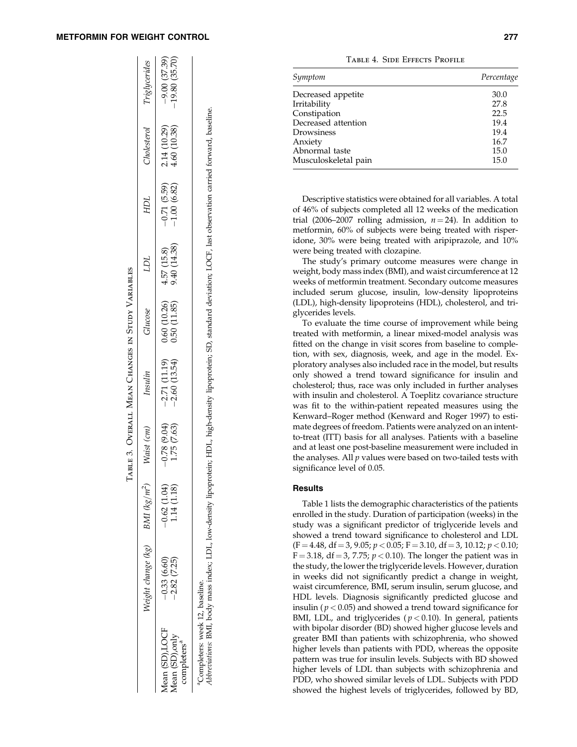Table 3. Overall Mean Changes in Study Variables

| | Weight change (kg) | BMI (kg/m²) | Waist (cm) | Insulin | Glucose | LDL | HDL | Cholesterol | Triglycerides |
|---|---|---|---|---|---|---|---|---|---|
| Mean (SD),LOCF | −0.33 (6.60) | −0.62 (1.04) | −0.78 (9.04) | −2.71 (11.19) | 0.60 (10.26) | 4.57 (15.8) | −0.71 (5.59) | 2.14 (10.29) | −9.00 (37.39) |
| Mean (SD),only completers[a] | −2.82 (7.25) | 1.14 (1.18) | 1.75 (7.63) | −2.60 (13.54) | 0.50 (11.85) | 9.40 (14.38) | −1.00 (6.82) | 4.60 (10.38) | −19.80 (35.70) |

[a]Completers: week 12, baseline.

*Abbreviations*: BMI, body mass index; LDL, low-density lipoprotein; HDL, high-density lipoprotein; SD, standard deviation; LOCF, last observation carried forward, baseline.

Table 4. Side Effects Profile

| *Symptom* | *Percentage* |
|---|---|
| Decreased appetite | 30.0 |
| Irritability | 27.8 |
| Constipation | 22.5 |
| Decreased attention | 19.4 |
| Drowsiness | 19.4 |
| Anxiety | 16.7 |
| Abnormal taste | 15.0 |
| Musculoskeletal pain | 15.0 |

Descriptive statistics were obtained for all variables. A total of 46% of subjects completed all 12 weeks of the medication trial (2006–2007 rolling admission, $n = 24$). In addition to metformin, 60% of subjects were being treated with risperidone, 30% were being treated with aripiprazole, and 10% were being treated with clozapine.

The study's primary outcome measures were change in weight, body mass index (BMI), and waist circumference at 12 weeks of metformin treatment. Secondary outcome measures included serum glucose, insulin, low-density lipoproteins (LDL), high-density lipoproteins (HDL), cholesterol, and triglycerides levels.

To evaluate the time course of improvement while being treated with metformin, a linear mixed-model analysis was fitted on the change in visit scores from baseline to completion, with sex, diagnosis, week, and age in the model. Exploratory analyses also included race in the model, but results only showed a trend toward significance for insulin and cholesterol; thus, race was only included in further analyses with insulin and cholesterol. A Toeplitz covariance structure was fit to the within-patient repeated measures using the Kenward–Roger method (Kenward and Roger 1997) to estimate degrees of freedom. Patients were analyzed on an intent-to-treat (ITT) basis for all analyses. Patients with a baseline and at least one post-baseline measurement were included in the analyses. All *p* values were based on two-tailed tests with significance level of 0.05.

## Results

Table 1 lists the demographic characteristics of the patients enrolled in the study. Duration of participation (weeks) in the study was a significant predictor of triglyceride levels and showed a trend toward significance to cholesterol and LDL ($F = 4.48$, $df = 3, 9.05$; $p < 0.05$; $F = 3.10$, $df = 3, 10.12$; $p < 0.10$; $F = 3.18$, $df = 3, 7.75$; $p < 0.10$). The longer the patient was in the study, the lower the triglyceride levels. However, duration in weeks did not significantly predict a change in weight, waist circumference, BMI, serum insulin, serum glucose, and HDL levels. Diagnosis significantly predicted glucose and insulin ($p < 0.05$) and showed a trend toward significance for BMI, LDL, and triglycerides ($p < 0.10$). In general, patients with bipolar disorder (BD) showed higher glucose levels and greater BMI than patients with schizophrenia, who showed higher levels than patients with PDD, whereas the opposite pattern was true for insulin levels. Subjects with BD showed higher levels of LDL than subjects with schizophrenia and PDD, who showed similar levels of LDL. Subjects with PDD showed the highest levels of triglycerides, followed by BD,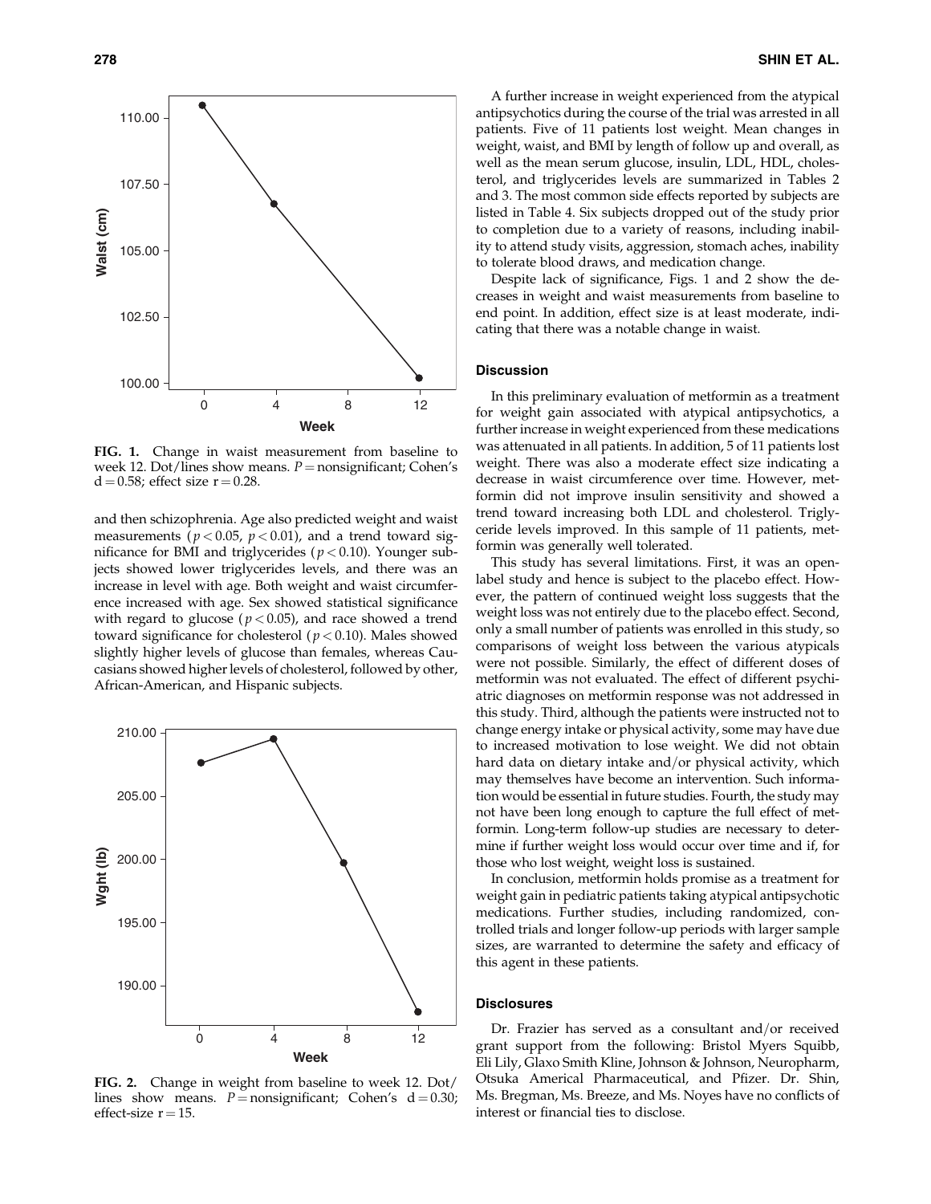FIG. 1. Change in waist measurement from baseline to week 12. Dot/lines show means. $P$ = nonsignificant; Cohen's d = 0.58; effect size r = 0.28.

and then schizophrenia. Age also predicted weight and waist measurements ($p < 0.05$, $p < 0.01$), and a trend toward significance for BMI and triglycerides ($p < 0.10$). Younger subjects showed lower triglycerides levels, and there was an increase in level with age. Both weight and waist circumference increased with age. Sex showed statistical significance with regard to glucose ($p < 0.05$), and race showed a trend toward significance for cholesterol ($p < 0.10$). Males showed slightly higher levels of glucose than females, whereas Caucasians showed higher levels of cholesterol, followed by other, African-American, and Hispanic subjects.

FIG. 2. Change in weight from baseline to week 12. Dot/lines show means. $P$ = nonsignificant; Cohen's d = 0.30; effect-size r = 15.

A further increase in weight experienced from the atypical antipsychotics during the course of the trial was arrested in all patients. Five of 11 patients lost weight. Mean changes in weight, waist, and BMI by length of follow up and overall, as well as the mean serum glucose, insulin, LDL, HDL, cholesterol, and triglycerides levels are summarized in Tables 2 and 3. The most common side effects reported by subjects are listed in Table 4. Six subjects dropped out of the study prior to completion due to a variety of reasons, including inability to attend study visits, aggression, stomach aches, inability to tolerate blood draws, and medication change.

Despite lack of significance, Figs. 1 and 2 show the decreases in weight and waist measurements from baseline to end point. In addition, effect size is at least moderate, indicating that there was a notable change in waist.

## Discussion

In this preliminary evaluation of metformin as a treatment for weight gain associated with atypical antipsychotics, a further increase in weight experienced from these medications was attenuated in all patients. In addition, 5 of 11 patients lost weight. There was also a moderate effect size indicating a decrease in waist circumference over time. However, metformin did not improve insulin sensitivity and showed a trend toward increasing both LDL and cholesterol. Triglyceride levels improved. In this sample of 11 patients, metformin was generally well tolerated.

This study has several limitations. First, it was an open-label study and hence is subject to the placebo effect. However, the pattern of continued weight loss suggests that the weight loss was not entirely due to the placebo effect. Second, only a small number of patients was enrolled in this study, so comparisons of weight loss between the various atypicals were not possible. Similarly, the effect of different doses of metformin was not evaluated. The effect of different psychiatric diagnoses on metformin response was not addressed in this study. Third, although the patients were instructed not to change energy intake or physical activity, some may have due to increased motivation to lose weight. We did not obtain hard data on dietary intake and/or physical activity, which may themselves have become an intervention. Such information would be essential in future studies. Fourth, the study may not have been long enough to capture the full effect of metformin. Long-term follow-up studies are necessary to determine if further weight loss would occur over time and if, for those who lost weight, weight loss is sustained.

In conclusion, metformin holds promise as a treatment for weight gain in pediatric patients taking atypical antipsychotic medications. Further studies, including randomized, controlled trials and longer follow-up periods with larger sample sizes, are warranted to determine the safety and efficacy of this agent in these patients.

## Disclosures

Dr. Frazier has served as a consultant and/or received grant support from the following: Bristol Myers Squibb, Eli Lily, Glaxo Smith Kline, Johnson & Johnson, Neuropharm, Otsuka Americal Pharmaceutical, and Pfizer. Dr. Shin, Ms. Bregman, Ms. Breeze, and Ms. Noyes have no conflicts of interest or financial ties to disclose.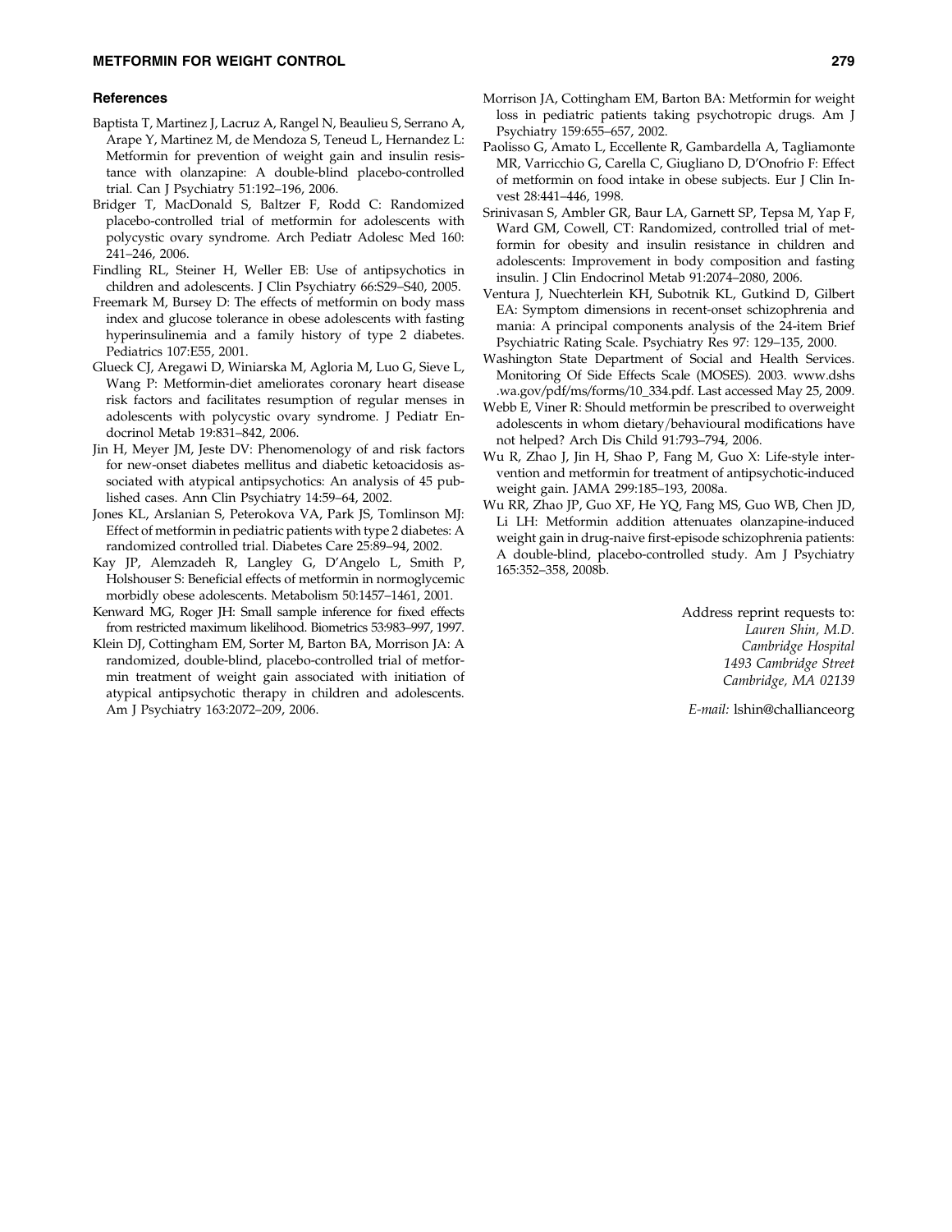## References

Baptista T, Martinez J, Lacruz A, Rangel N, Beaulieu S, Serrano A, Arape Y, Martinez M, de Mendoza S, Teneud L, Hernandez L: Metformin for prevention of weight gain and insulin resistance with olanzapine: A double-blind placebo-controlled trial. Can J Psychiatry 51:192–196, 2006.

Bridger T, MacDonald S, Baltzer F, Rodd C: Randomized placebo-controlled trial of metformin for adolescents with polycystic ovary syndrome. Arch Pediatr Adolesc Med 160: 241–246, 2006.

Findling RL, Steiner H, Weller EB: Use of antipsychotics in children and adolescents. J Clin Psychiatry 66:S29–S40, 2005.

Freemark M, Bursey D: The effects of metformin on body mass index and glucose tolerance in obese adolescents with fasting hyperinsulinemia and a family history of type 2 diabetes. Pediatrics 107:E55, 2001.

Glueck CJ, Aregawi D, Winiarska M, Agloria M, Luo G, Sieve L, Wang P: Metformin-diet ameliorates coronary heart disease risk factors and facilitates resumption of regular menses in adolescents with polycystic ovary syndrome. J Pediatr Endocrinol Metab 19:831–842, 2006.

Jin H, Meyer JM, Jeste DV: Phenomenology of and risk factors for new-onset diabetes mellitus and diabetic ketoacidosis associated with atypical antipsychotics: An analysis of 45 published cases. Ann Clin Psychiatry 14:59–64, 2002.

Jones KL, Arslanian S, Peterokova VA, Park JS, Tomlinson MJ: Effect of metformin in pediatric patients with type 2 diabetes: A randomized controlled trial. Diabetes Care 25:89–94, 2002.

Kay JP, Alemzadeh R, Langley G, D'Angelo L, Smith P, Holshouser S: Beneficial effects of metformin in normoglycemic morbidly obese adolescents. Metabolism 50:1457–1461, 2001.

Kenward MG, Roger JH: Small sample inference for fixed effects from restricted maximum likelihood. Biometrics 53:983–997, 1997.

Klein DJ, Cottingham EM, Sorter M, Barton BA, Morrison JA: A randomized, double-blind, placebo-controlled trial of metformin treatment of weight gain associated with initiation of atypical antipsychotic therapy in children and adolescents. Am J Psychiatry 163:2072–209, 2006.

Morrison JA, Cottingham EM, Barton BA: Metformin for weight loss in pediatric patients taking psychotropic drugs. Am J Psychiatry 159:655–657, 2002.

Paolisso G, Amato L, Eccellente R, Gambardella A, Tagliamonte MR, Varricchio G, Carella C, Giugliano D, D'Onofrio F: Effect of metformin on food intake in obese subjects. Eur J Clin Invest 28:441–446, 1998.

Srinivasan S, Ambler GR, Baur LA, Garnett SP, Tepsa M, Yap F, Ward GM, Cowell, CT: Randomized, controlled trial of metformin for obesity and insulin resistance in children and adolescents: Improvement in body composition and fasting insulin. J Clin Endocrinol Metab 91:2074–2080, 2006.

Ventura J, Nuechterlein KH, Subotnik KL, Gutkind D, Gilbert EA: Symptom dimensions in recent-onset schizophrenia and mania: A principal components analysis of the 24-item Brief Psychiatric Rating Scale. Psychiatry Res 97: 129–135, 2000.

Washington State Department of Social and Health Services. Monitoring Of Side Effects Scale (MOSES). 2003. www.dshs.wa.gov/pdf/ms/forms/10_334.pdf. Last accessed May 25, 2009.

Webb E, Viner R: Should metformin be prescribed to overweight adolescents in whom dietary/behavioural modifications have not helped? Arch Dis Child 91:793–794, 2006.

Wu R, Zhao J, Jin H, Shao P, Fang M, Guo X: Life-style intervention and metformin for treatment of antipsychotic-induced weight gain. JAMA 299:185–193, 2008a.

Wu RR, Zhao JP, Guo XF, He YQ, Fang MS, Guo WB, Chen JD, Li LH: Metformin addition attenuates olanzapine-induced weight gain in drug-naive first-episode schizophrenia patients: A double-blind, placebo-controlled study. Am J Psychiatry 165:352–358, 2008b.

Address reprint requests to:
*Lauren Shin, M.D.*
*Cambridge Hospital*
*1493 Cambridge Street*
*Cambridge, MA 02139*

*E-mail:* lshin@challianceorg